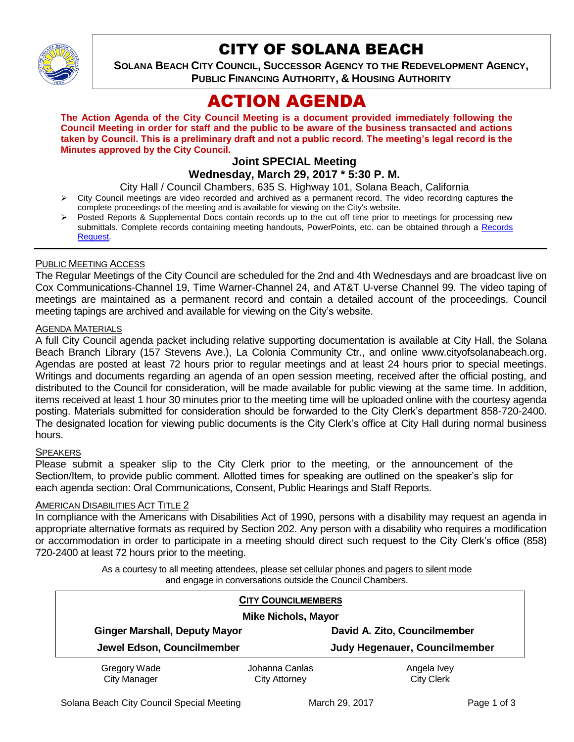# CITY OF SOLANA BEACH

**SOLANA BEACH CITY COUNCIL, SUCCESSOR AGENCY TO THE REDEVELOPMENT AGENCY, PUBLIC FINANCING AUTHORITY, & HOUSING AUTHORITY**

# ACTION AGENDA

**The Action Agenda of the City Council Meeting is a document provided immediately following the Council Meeting in order for staff and the public to be aware of the business transacted and actions taken by Council. This is a preliminary draft and not a public record. The meeting's legal record is the Minutes approved by the City Council.**

### Joint SPECIAL Meeting
### Wednesday, March 29, 2017 * 5:30 P. M.

City Hall / Council Chambers, 635 S. Highway 101, Solana Beach, California

- City Council meetings are video recorded and archived as a permanent record. The video recording captures the complete proceedings of the meeting and is available for viewing on the City's website.
- Posted Reports & Supplemental Docs contain records up to the cut off time prior to meetings for processing new submittals. Complete records containing meeting handouts, PowerPoints, etc. can be obtained through a Records Request.

---

PUBLIC MEETING ACCESS

The Regular Meetings of the City Council are scheduled for the 2nd and 4th Wednesdays and are broadcast live on Cox Communications-Channel 19, Time Warner-Channel 24, and AT&T U-verse Channel 99. The video taping of meetings are maintained as a permanent record and contain a detailed account of the proceedings. Council meeting tapings are archived and available for viewing on the City's website.

AGENDA MATERIALS

A full City Council agenda packet including relative supporting documentation is available at City Hall, the Solana Beach Branch Library (157 Stevens Ave.), La Colonia Community Ctr., and online www.cityofsolanabeach.org. Agendas are posted at least 72 hours prior to regular meetings and at least 24 hours prior to special meetings. Writings and documents regarding an agenda of an open session meeting, received after the official posting, and distributed to the Council for consideration, will be made available for public viewing at the same time. In addition, items received at least 1 hour 30 minutes prior to the meeting time will be uploaded online with the courtesy agenda posting. Materials submitted for consideration should be forwarded to the City Clerk's department 858-720-2400. The designated location for viewing public documents is the City Clerk's office at City Hall during normal business hours.

SPEAKERS

Please submit a speaker slip to the City Clerk prior to the meeting, or the announcement of the Section/Item, to provide public comment. Allotted times for speaking are outlined on the speaker's slip for each agenda section: Oral Communications, Consent, Public Hearings and Staff Reports.

AMERICAN DISABILITIES ACT TITLE 2

In compliance with the Americans with Disabilities Act of 1990, persons with a disability may request an agenda in appropriate alternative formats as required by Section 202. Any person with a disability who requires a modification or accommodation in order to participate in a meeting should direct such request to the City Clerk's office (858) 720-2400 at least 72 hours prior to the meeting.

As a courtesy to all meeting attendees, please set cellular phones and pagers to silent mode and engage in conversations outside the Council Chambers.

**CITY COUNCILMEMBERS**

**Mike Nichols, Mayor**

| | |
|---|---|
| **Ginger Marshall, Deputy Mayor** | **David A. Zito, Councilmember** |
| **Jewel Edson, Councilmember** | **Judy Hegenauer, Councilmember** |

| | | |
|---|---|---|
| Gregory Wade<br>City Manager | Johanna Canlas<br>City Attorney | Angela Ivey<br>City Clerk |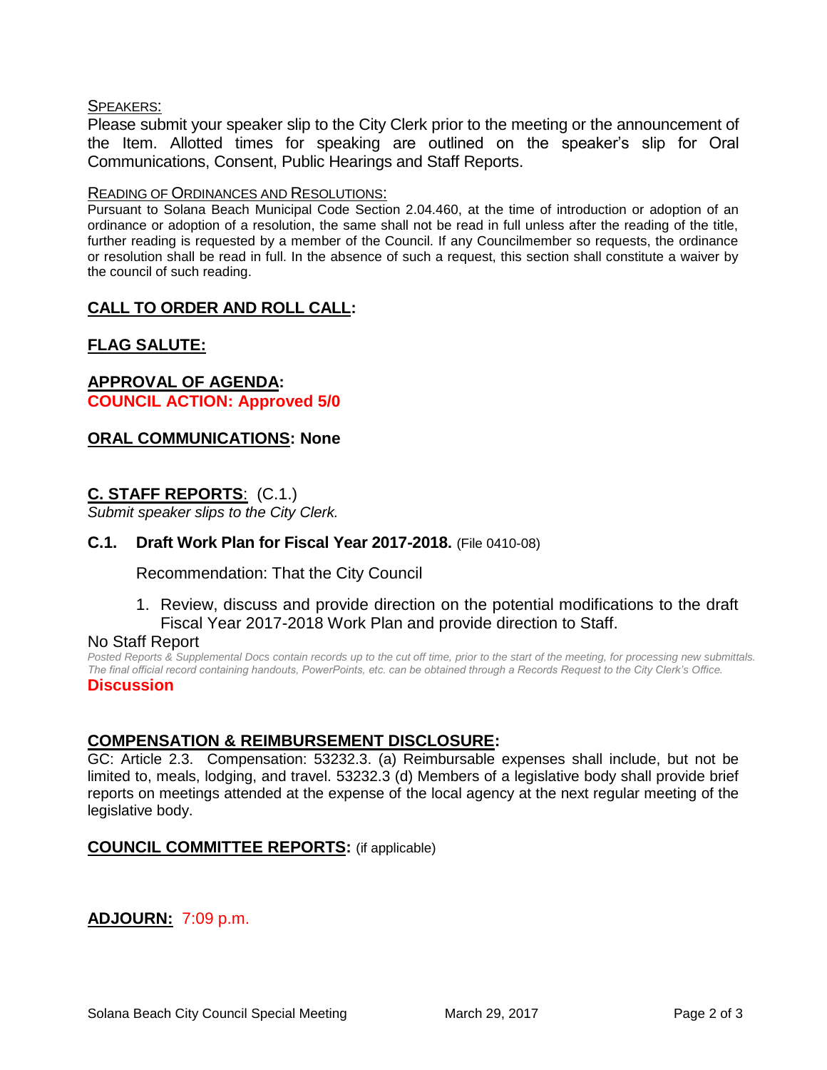SPEAKERS:

Please submit your speaker slip to the City Clerk prior to the meeting or the announcement of the Item. Allotted times for speaking are outlined on the speaker's slip for Oral Communications, Consent, Public Hearings and Staff Reports.

READING OF ORDINANCES AND RESOLUTIONS:

Pursuant to Solana Beach Municipal Code Section 2.04.460, at the time of introduction or adoption of an ordinance or adoption of a resolution, the same shall not be read in full unless after the reading of the title, further reading is requested by a member of the Council. If any Councilmember so requests, the ordinance or resolution shall be read in full. In the absence of such a request, this section shall constitute a waiver by the council of such reading.

## CALL TO ORDER AND ROLL CALL:

## FLAG SALUTE:

## APPROVAL OF AGENDA:

**COUNCIL ACTION: Approved 5/0**

## ORAL COMMUNICATIONS: None

## C. STAFF REPORTS: (C.1.)

*Submit speaker slips to the City Clerk.*

### C.1. Draft Work Plan for Fiscal Year 2017-2018. (File 0410-08)

Recommendation: That the City Council

1. Review, discuss and provide direction on the potential modifications to the draft Fiscal Year 2017-2018 Work Plan and provide direction to Staff.

No Staff Report

*Posted Reports & Supplemental Docs contain records up to the cut off time, prior to the start of the meeting, for processing new submittals. The final official record containing handouts, PowerPoints, etc. can be obtained through a Records Request to the City Clerk's Office.*

**Discussion**

## COMPENSATION & REIMBURSEMENT DISCLOSURE:

GC: Article 2.3. Compensation: 53232.3. (a) Reimbursable expenses shall include, but not be limited to, meals, lodging, and travel. 53232.3 (d) Members of a legislative body shall provide brief reports on meetings attended at the expense of the local agency at the next regular meeting of the legislative body.

## COUNCIL COMMITTEE REPORTS: (if applicable)

## ADJOURN: 7:09 p.m.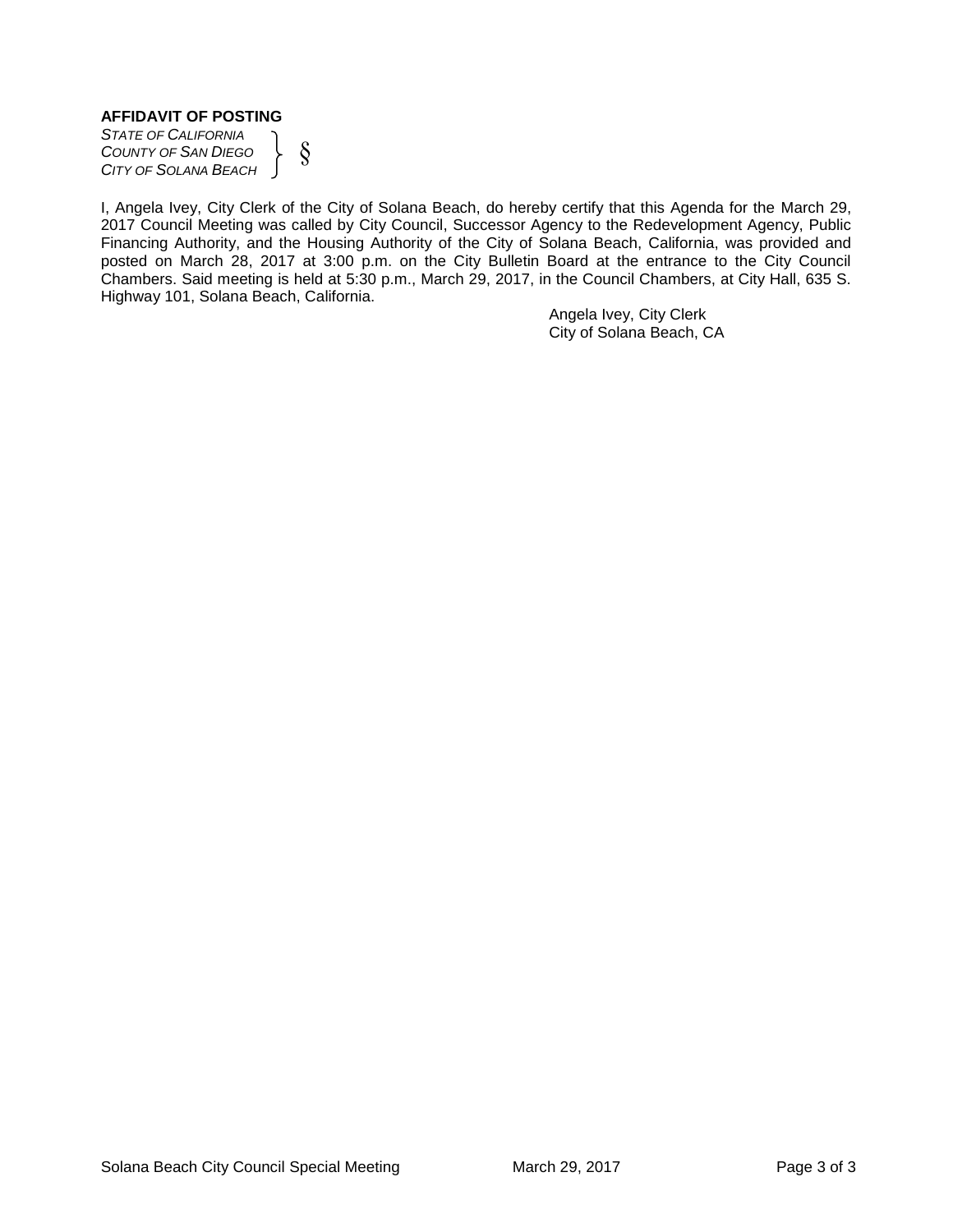**AFFIDAVIT OF POSTING**

*STATE OF CALIFORNIA*
*COUNTY OF SAN DIEGO* } §
*CITY OF SOLANA BEACH*

I, Angela Ivey, City Clerk of the City of Solana Beach, do hereby certify that this Agenda for the March 29, 2017 Council Meeting was called by City Council, Successor Agency to the Redevelopment Agency, Public Financing Authority, and the Housing Authority of the City of Solana Beach, California, was provided and posted on March 28, 2017 at 3:00 p.m. on the City Bulletin Board at the entrance to the City Council Chambers. Said meeting is held at 5:30 p.m., March 29, 2017, in the Council Chambers, at City Hall, 635 S. Highway 101, Solana Beach, California.

Angela Ivey, City Clerk
City of Solana Beach, CA